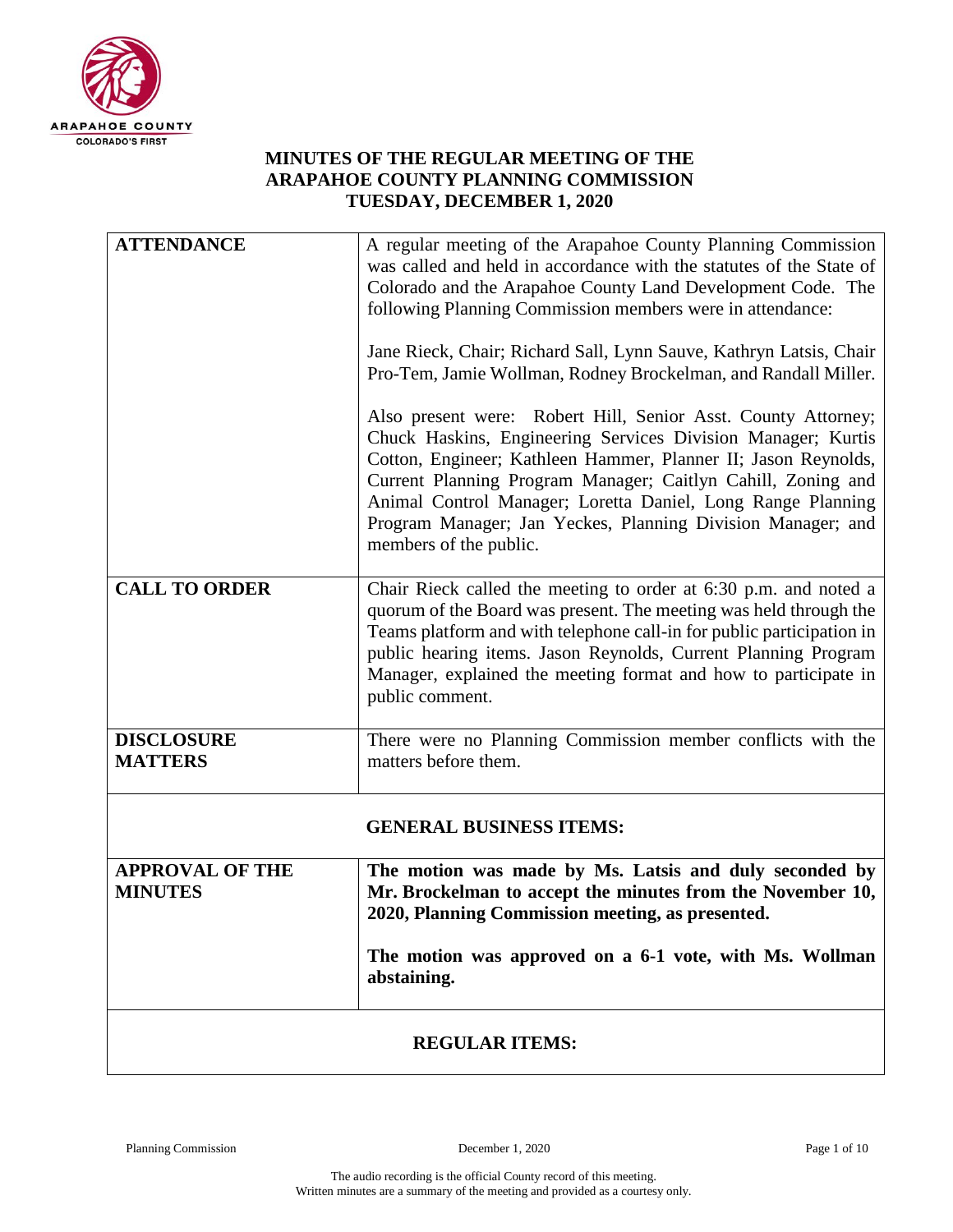# MINUTES OF THE REGULAR MEETING OF THE ARAPAHOE COUNTY PLANNING COMMISSION TUESDAY, DECEMBER 1, 2020

| | |
|---|---|
| **ATTENDANCE** | A regular meeting of the Arapahoe County Planning Commission was called and held in accordance with the statutes of the State of Colorado and the Arapahoe County Land Development Code. The following Planning Commission members were in attendance:<br><br>Jane Rieck, Chair; Richard Sall, Lynn Sauve, Kathryn Latsis, Chair Pro-Tem, Jamie Wollman, Rodney Brockelman, and Randall Miller.<br><br>Also present were: Robert Hill, Senior Asst. County Attorney; Chuck Haskins, Engineering Services Division Manager; Kurtis Cotton, Engineer; Kathleen Hammer, Planner II; Jason Reynolds, Current Planning Program Manager; Caitlyn Cahill, Zoning and Animal Control Manager; Loretta Daniel, Long Range Planning Program Manager; Jan Yeckes, Planning Division Manager; and members of the public. |
| **CALL TO ORDER** | Chair Rieck called the meeting to order at 6:30 p.m. and noted a quorum of the Board was present. The meeting was held through the Teams platform and with telephone call-in for public participation in public hearing items. Jason Reynolds, Current Planning Program Manager, explained the meeting format and how to participate in public comment. |
| **DISCLOSURE MATTERS** | There were no Planning Commission member conflicts with the matters before them. |
| **GENERAL BUSINESS ITEMS:** | |
| **APPROVAL OF THE MINUTES** | **The motion was made by Ms. Latsis and duly seconded by Mr. Brockelman to accept the minutes from the November 10, 2020, Planning Commission meeting, as presented.**<br><br>**The motion was approved on a 6-1 vote, with Ms. Wollman abstaining.** |
| **REGULAR ITEMS:** | |

The audio recording is the official County record of this meeting.
Written minutes are a summary of the meeting and provided as a courtesy only.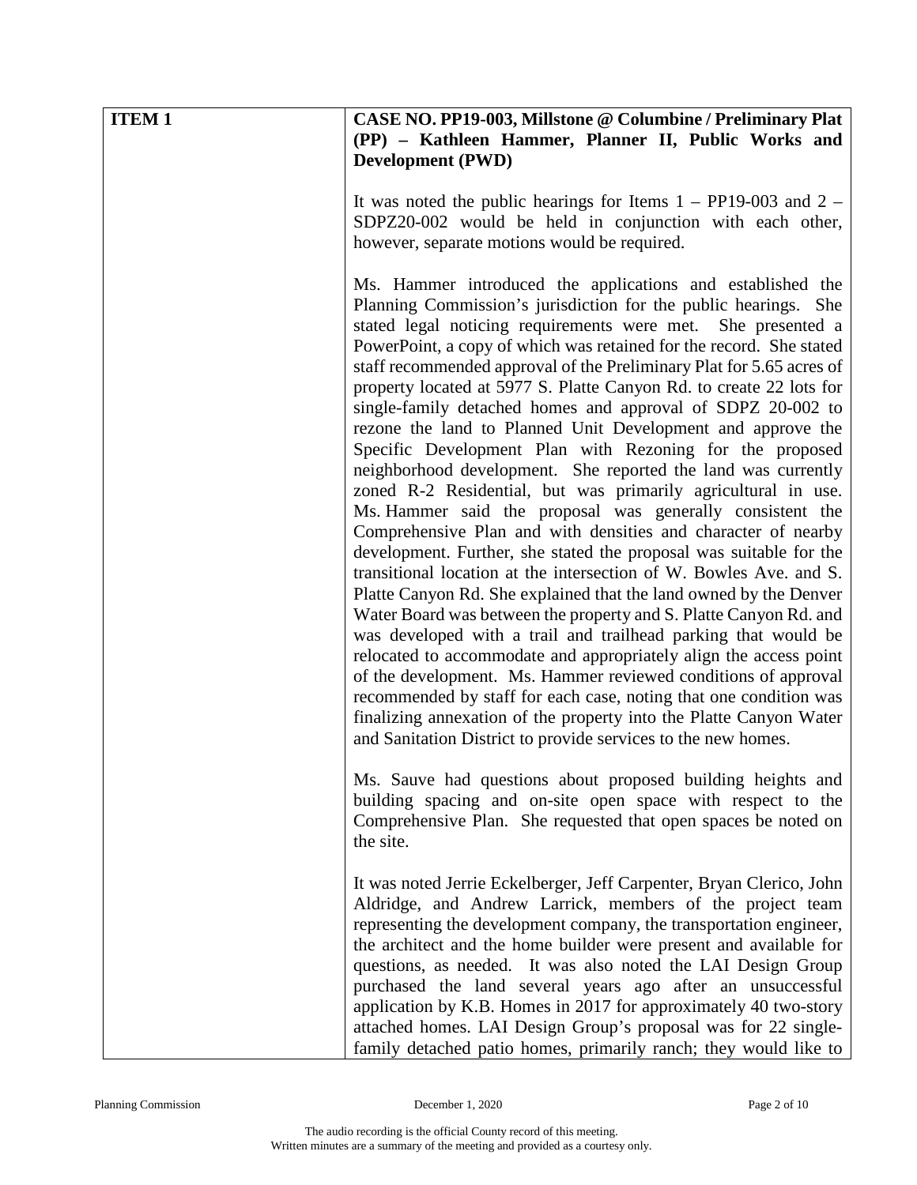| ITEM 1 | CASE NO. PP19-003, Millstone @ Columbine / Preliminary Plat (PP) – Kathleen Hammer, Planner II, Public Works and Development (PWD) |
|---|---|
| | It was noted the public hearings for Items 1 – PP19-003 and 2 – SDPZ20-002 would be held in conjunction with each other, however, separate motions would be required.<br><br>Ms. Hammer introduced the applications and established the Planning Commission's jurisdiction for the public hearings. She stated legal noticing requirements were met. She presented a PowerPoint, a copy of which was retained for the record. She stated staff recommended approval of the Preliminary Plat for 5.65 acres of property located at 5977 S. Platte Canyon Rd. to create 22 lots for single-family detached homes and approval of SDPZ 20-002 to rezone the land to Planned Unit Development and approve the Specific Development Plan with Rezoning for the proposed neighborhood development. She reported the land was currently zoned R-2 Residential, but was primarily agricultural in use. Ms. Hammer said the proposal was generally consistent the Comprehensive Plan and with densities and character of nearby development. Further, she stated the proposal was suitable for the transitional location at the intersection of W. Bowles Ave. and S. Platte Canyon Rd. She explained that the land owned by the Denver Water Board was between the property and S. Platte Canyon Rd. and was developed with a trail and trailhead parking that would be relocated to accommodate and appropriately align the access point of the development. Ms. Hammer reviewed conditions of approval recommended by staff for each case, noting that one condition was finalizing annexation of the property into the Platte Canyon Water and Sanitation District to provide services to the new homes.<br><br>Ms. Sauve had questions about proposed building heights and building spacing and on-site open space with respect to the Comprehensive Plan. She requested that open spaces be noted on the site.<br><br>It was noted Jerrie Eckelberger, Jeff Carpenter, Bryan Clerico, John Aldridge, and Andrew Larrick, members of the project team representing the development company, the transportation engineer, the architect and the home builder were present and available for questions, as needed. It was also noted the LAI Design Group purchased the land several years ago after an unsuccessful application by K.B. Homes in 2017 for approximately 40 two-story attached homes. LAI Design Group's proposal was for 22 single-family detached patio homes, primarily ranch; they would like to |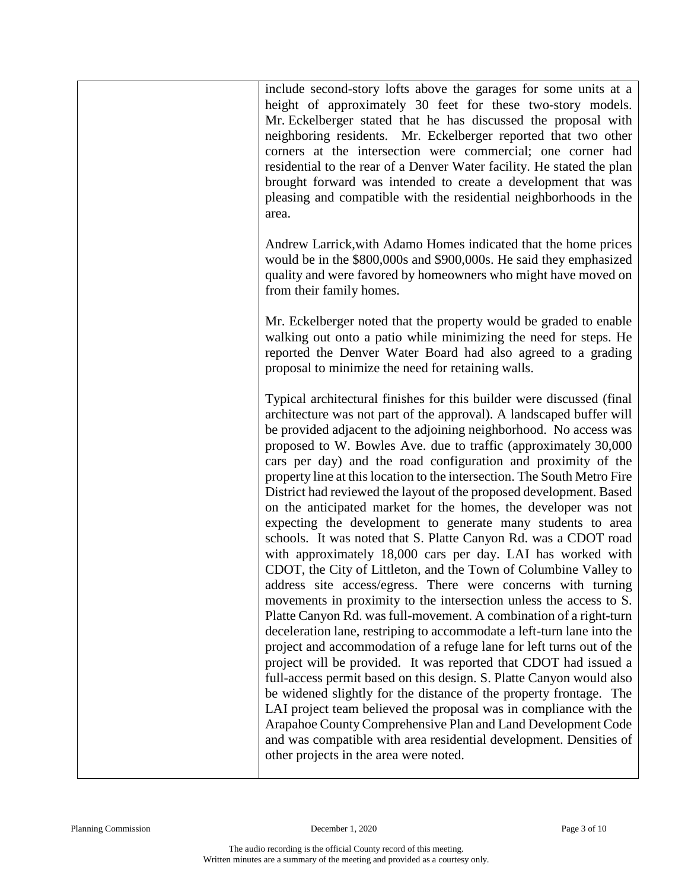| | |
|---|---|
| | include second-story lofts above the garages for some units at a height of approximately 30 feet for these two-story models. Mr. Eckelberger stated that he has discussed the proposal with neighboring residents. Mr. Eckelberger reported that two other corners at the intersection were commercial; one corner had residential to the rear of a Denver Water facility. He stated the plan brought forward was intended to create a development that was pleasing and compatible with the residential neighborhoods in the area.<br><br>Andrew Larrick,with Adamo Homes indicated that the home prices would be in the \$800,000s and \$900,000s. He said they emphasized quality and were favored by homeowners who might have moved on from their family homes.<br><br>Mr. Eckelberger noted that the property would be graded to enable walking out onto a patio while minimizing the need for steps. He reported the Denver Water Board had also agreed to a grading proposal to minimize the need for retaining walls.<br><br>Typical architectural finishes for this builder were discussed (final architecture was not part of the approval). A landscaped buffer will be provided adjacent to the adjoining neighborhood. No access was proposed to W. Bowles Ave. due to traffic (approximately 30,000 cars per day) and the road configuration and proximity of the property line at this location to the intersection. The South Metro Fire District had reviewed the layout of the proposed development. Based on the anticipated market for the homes, the developer was not expecting the development to generate many students to area schools. It was noted that S. Platte Canyon Rd. was a CDOT road with approximately 18,000 cars per day. LAI has worked with CDOT, the City of Littleton, and the Town of Columbine Valley to address site access/egress. There were concerns with turning movements in proximity to the intersection unless the access to S. Platte Canyon Rd. was full-movement. A combination of a right-turn deceleration lane, restriping to accommodate a left-turn lane into the project and accommodation of a refuge lane for left turns out of the project will be provided. It was reported that CDOT had issued a full-access permit based on this design. S. Platte Canyon would also be widened slightly for the distance of the property frontage. The LAI project team believed the proposal was in compliance with the Arapahoe County Comprehensive Plan and Land Development Code and was compatible with area residential development. Densities of other projects in the area were noted. |

The audio recording is the official County record of this meeting.
Written minutes are a summary of the meeting and provided as a courtesy only.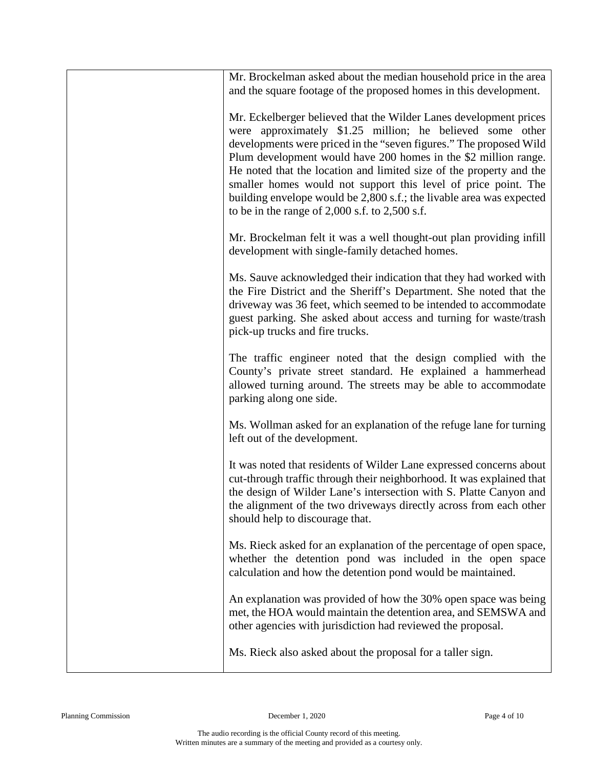| | |
|---|---|
| | Mr. Brockelman asked about the median household price in the area and the square footage of the proposed homes in this development.<br><br>Mr. Eckelberger believed that the Wilder Lanes development prices were approximately $1.25 million; he believed some other developments were priced in the "seven figures." The proposed Wild Plum development would have 200 homes in the $2 million range. He noted that the location and limited size of the property and the smaller homes would not support this level of price point. The building envelope would be 2,800 s.f.; the livable area was expected to be in the range of 2,000 s.f. to 2,500 s.f.<br><br>Mr. Brockelman felt it was a well thought-out plan providing infill development with single-family detached homes.<br><br>Ms. Sauve acknowledged their indication that they had worked with the Fire District and the Sheriff's Department. She noted that the driveway was 36 feet, which seemed to be intended to accommodate guest parking. She asked about access and turning for waste/trash pick-up trucks and fire trucks.<br><br>The traffic engineer noted that the design complied with the County's private street standard. He explained a hammerhead allowed turning around. The streets may be able to accommodate parking along one side.<br><br>Ms. Wollman asked for an explanation of the refuge lane for turning left out of the development.<br><br>It was noted that residents of Wilder Lane expressed concerns about cut-through traffic through their neighborhood. It was explained that the design of Wilder Lane's intersection with S. Platte Canyon and the alignment of the two driveways directly across from each other should help to discourage that.<br><br>Ms. Rieck asked for an explanation of the percentage of open space, whether the detention pond was included in the open space calculation and how the detention pond would be maintained.<br><br>An explanation was provided of how the 30% open space was being met, the HOA would maintain the detention area, and SEMSWA and other agencies with jurisdiction had reviewed the proposal.<br><br>Ms. Rieck also asked about the proposal for a taller sign. |

The audio recording is the official County record of this meeting.
Written minutes are a summary of the meeting and provided as a courtesy only.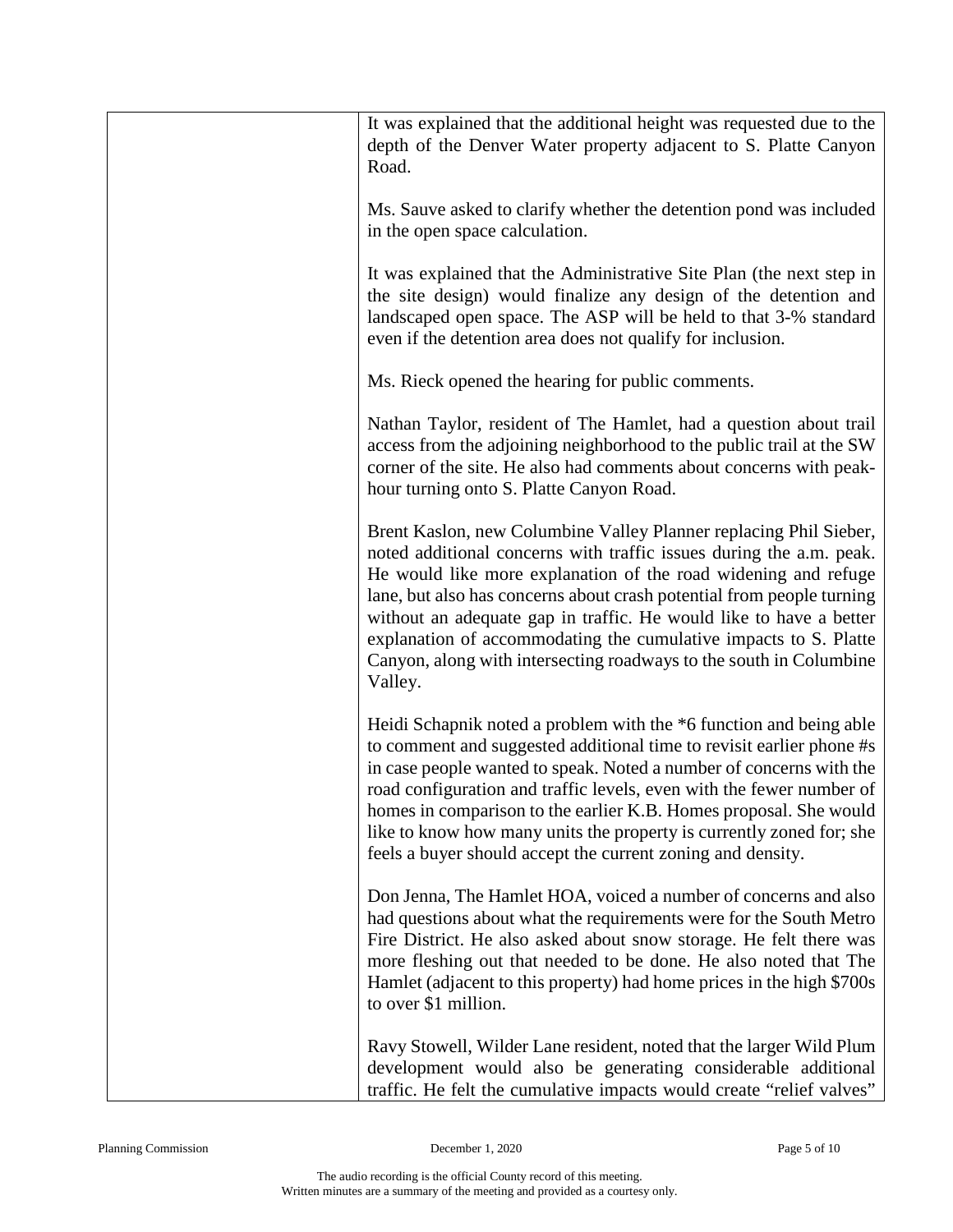| | |
|---|---|
| | It was explained that the additional height was requested due to the depth of the Denver Water property adjacent to S. Platte Canyon Road.<br><br>Ms. Sauve asked to clarify whether the detention pond was included in the open space calculation.<br><br>It was explained that the Administrative Site Plan (the next step in the site design) would finalize any design of the detention and landscaped open space. The ASP will be held to that 3-% standard even if the detention area does not qualify for inclusion.<br><br>Ms. Rieck opened the hearing for public comments.<br><br>Nathan Taylor, resident of The Hamlet, had a question about trail access from the adjoining neighborhood to the public trail at the SW corner of the site. He also had comments about concerns with peak-hour turning onto S. Platte Canyon Road.<br><br>Brent Kaslon, new Columbine Valley Planner replacing Phil Sieber, noted additional concerns with traffic issues during the a.m. peak. He would like more explanation of the road widening and refuge lane, but also has concerns about crash potential from people turning without an adequate gap in traffic. He would like to have a better explanation of accommodating the cumulative impacts to S. Platte Canyon, along with intersecting roadways to the south in Columbine Valley.<br><br>Heidi Schapnik noted a problem with the *6 function and being able to comment and suggested additional time to revisit earlier phone #s in case people wanted to speak. Noted a number of concerns with the road configuration and traffic levels, even with the fewer number of homes in comparison to the earlier K.B. Homes proposal. She would like to know how many units the property is currently zoned for; she feels a buyer should accept the current zoning and density.<br><br>Don Jenna, The Hamlet HOA, voiced a number of concerns and also had questions about what the requirements were for the South Metro Fire District. He also asked about snow storage. He felt there was more fleshing out that needed to be done. He also noted that The Hamlet (adjacent to this property) had home prices in the high $700s to over $1 million.<br><br>Ravy Stowell, Wilder Lane resident, noted that the larger Wild Plum development would also be generating considerable additional traffic. He felt the cumulative impacts would create "relief valves" |

The audio recording is the official County record of this meeting.
Written minutes are a summary of the meeting and provided as a courtesy only.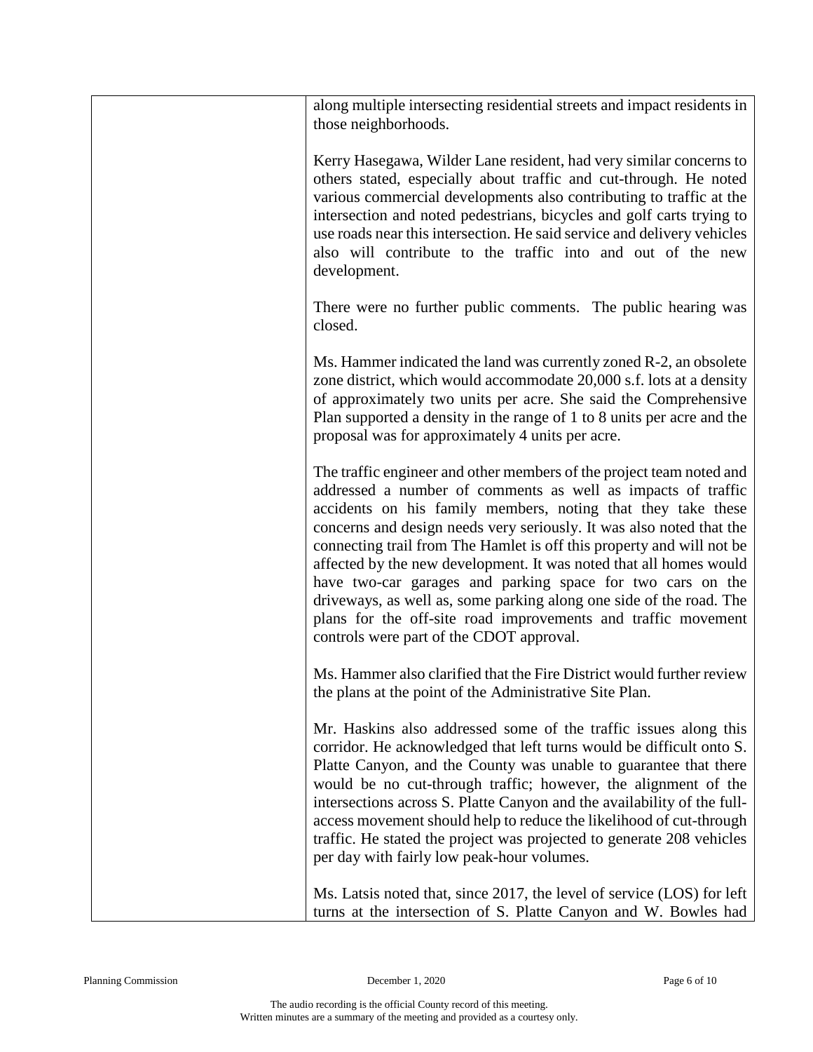along multiple intersecting residential streets and impact residents in those neighborhoods.

Kerry Hasegawa, Wilder Lane resident, had very similar concerns to others stated, especially about traffic and cut-through. He noted various commercial developments also contributing to traffic at the intersection and noted pedestrians, bicycles and golf carts trying to use roads near this intersection. He said service and delivery vehicles also will contribute to the traffic into and out of the new development.

There were no further public comments. The public hearing was closed.

Ms. Hammer indicated the land was currently zoned R-2, an obsolete zone district, which would accommodate 20,000 s.f. lots at a density of approximately two units per acre. She said the Comprehensive Plan supported a density in the range of 1 to 8 units per acre and the proposal was for approximately 4 units per acre.

The traffic engineer and other members of the project team noted and addressed a number of comments as well as impacts of traffic accidents on his family members, noting that they take these concerns and design needs very seriously. It was also noted that the connecting trail from The Hamlet is off this property and will not be affected by the new development. It was noted that all homes would have two-car garages and parking space for two cars on the driveways, as well as, some parking along one side of the road. The plans for the off-site road improvements and traffic movement controls were part of the CDOT approval.

Ms. Hammer also clarified that the Fire District would further review the plans at the point of the Administrative Site Plan.

Mr. Haskins also addressed some of the traffic issues along this corridor. He acknowledged that left turns would be difficult onto S. Platte Canyon, and the County was unable to guarantee that there would be no cut-through traffic; however, the alignment of the intersections across S. Platte Canyon and the availability of the full-access movement should help to reduce the likelihood of cut-through traffic. He stated the project was projected to generate 208 vehicles per day with fairly low peak-hour volumes.

Ms. Latsis noted that, since 2017, the level of service (LOS) for left turns at the intersection of S. Platte Canyon and W. Bowles had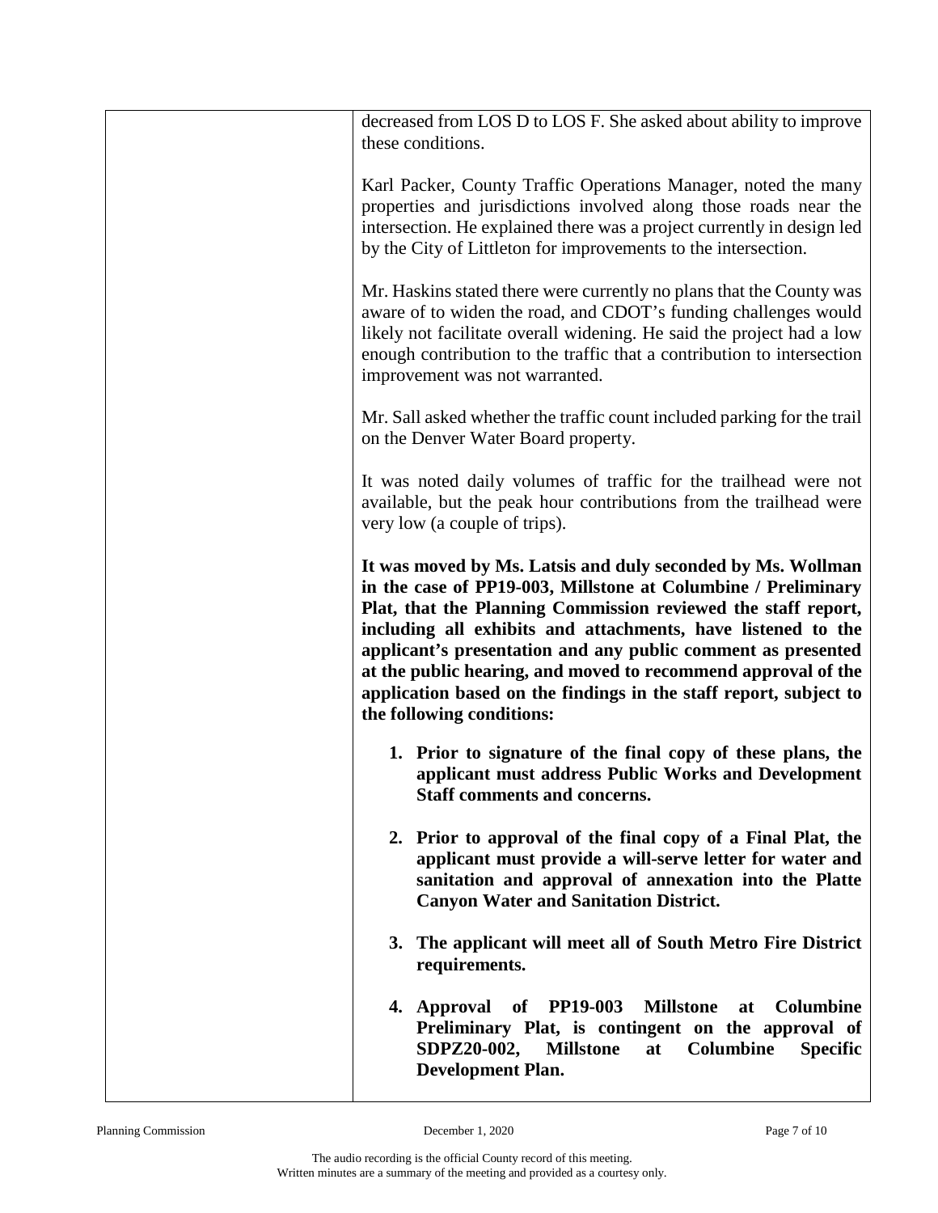decreased from LOS D to LOS F. She asked about ability to improve these conditions.

Karl Packer, County Traffic Operations Manager, noted the many properties and jurisdictions involved along those roads near the intersection. He explained there was a project currently in design led by the City of Littleton for improvements to the intersection.

Mr. Haskins stated there were currently no plans that the County was aware of to widen the road, and CDOT's funding challenges would likely not facilitate overall widening. He said the project had a low enough contribution to the traffic that a contribution to intersection improvement was not warranted.

Mr. Sall asked whether the traffic count included parking for the trail on the Denver Water Board property.

It was noted daily volumes of traffic for the trailhead were not available, but the peak hour contributions from the trailhead were very low (a couple of trips).

**It was moved by Ms. Latsis and duly seconded by Ms. Wollman in the case of PP19-003, Millstone at Columbine / Preliminary Plat, that the Planning Commission reviewed the staff report, including all exhibits and attachments, have listened to the applicant's presentation and any public comment as presented at the public hearing, and moved to recommend approval of the application based on the findings in the staff report, subject to the following conditions:**

1. **Prior to signature of the final copy of these plans, the applicant must address Public Works and Development Staff comments and concerns.**

2. **Prior to approval of the final copy of a Final Plat, the applicant must provide a will-serve letter for water and sanitation and approval of annexation into the Platte Canyon Water and Sanitation District.**

3. **The applicant will meet all of South Metro Fire District requirements.**

4. **Approval of PP19-003 Millstone at Columbine Preliminary Plat, is contingent on the approval of SDPZ20-002, Millstone at Columbine Specific Development Plan.**

The audio recording is the official County record of this meeting.
Written minutes are a summary of the meeting and provided as a courtesy only.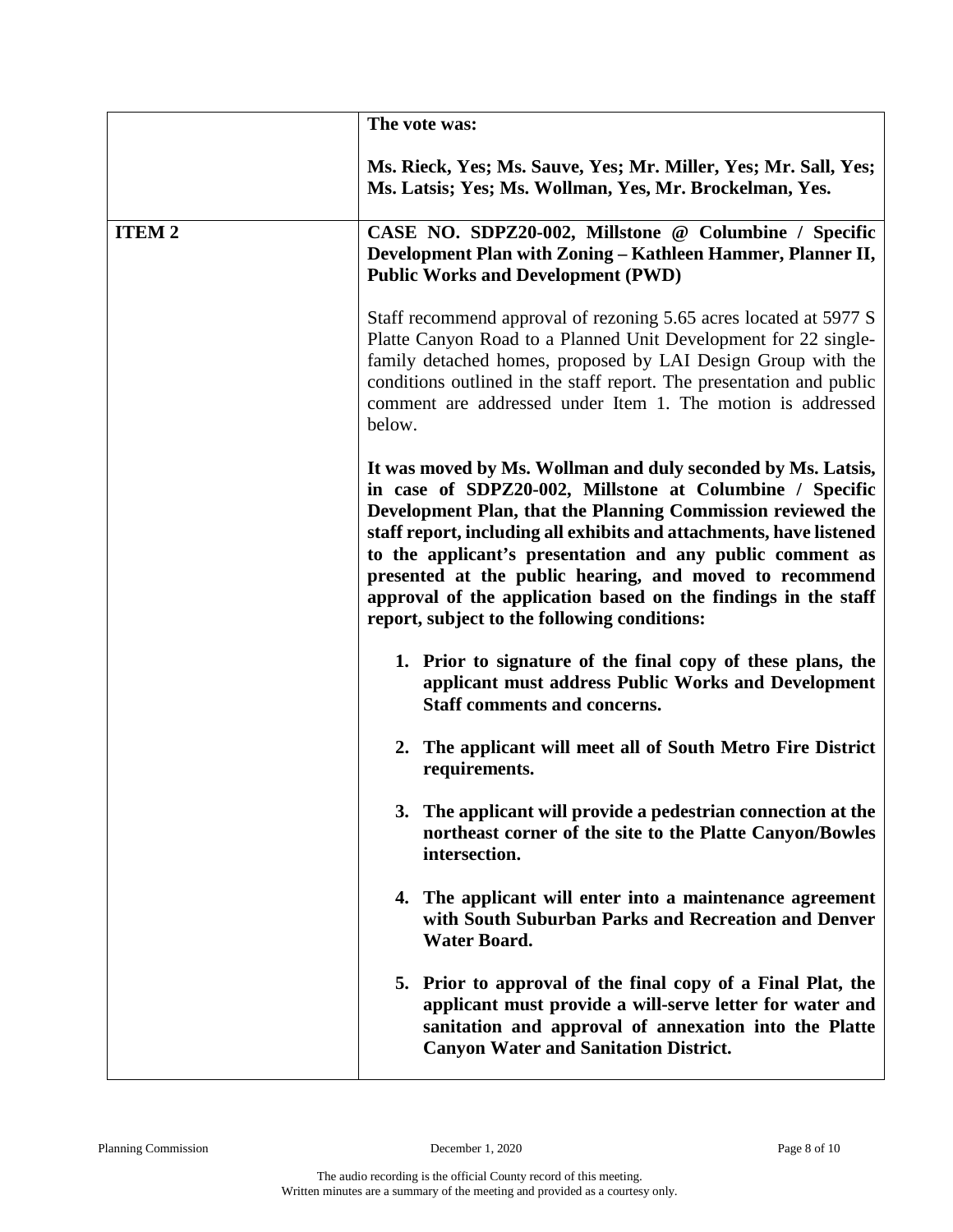| | |
|---|---|
| | **The vote was:**<br><br>**Ms. Rieck, Yes; Ms. Sauve, Yes; Mr. Miller, Yes; Mr. Sall, Yes; Ms. Latsis; Yes; Ms. Wollman, Yes, Mr. Brockelman, Yes.** |
| **ITEM 2** | **CASE NO. SDPZ20-002, Millstone @ Columbine / Specific Development Plan with Zoning – Kathleen Hammer, Planner II, Public Works and Development (PWD)**<br><br>Staff recommend approval of rezoning 5.65 acres located at 5977 S Platte Canyon Road to a Planned Unit Development for 22 single-family detached homes, proposed by LAI Design Group with the conditions outlined in the staff report. The presentation and public comment are addressed under Item 1. The motion is addressed below.<br><br>**It was moved by Ms. Wollman and duly seconded by Ms. Latsis, in case of SDPZ20-002, Millstone at Columbine / Specific Development Plan, that the Planning Commission reviewed the staff report, including all exhibits and attachments, have listened to the applicant's presentation and any public comment as presented at the public hearing, and moved to recommend approval of the application based on the findings in the staff report, subject to the following conditions:**<br><br>**1. Prior to signature of the final copy of these plans, the applicant must address Public Works and Development Staff comments and concerns.**<br><br>**2. The applicant will meet all of South Metro Fire District requirements.**<br><br>**3. The applicant will provide a pedestrian connection at the northeast corner of the site to the Platte Canyon/Bowles intersection.**<br><br>**4. The applicant will enter into a maintenance agreement with South Suburban Parks and Recreation and Denver Water Board.**<br><br>**5. Prior to approval of the final copy of a Final Plat, the applicant must provide a will-serve letter for water and sanitation and approval of annexation into the Platte Canyon Water and Sanitation District.** |

The audio recording is the official County record of this meeting.
Written minutes are a summary of the meeting and provided as a courtesy only.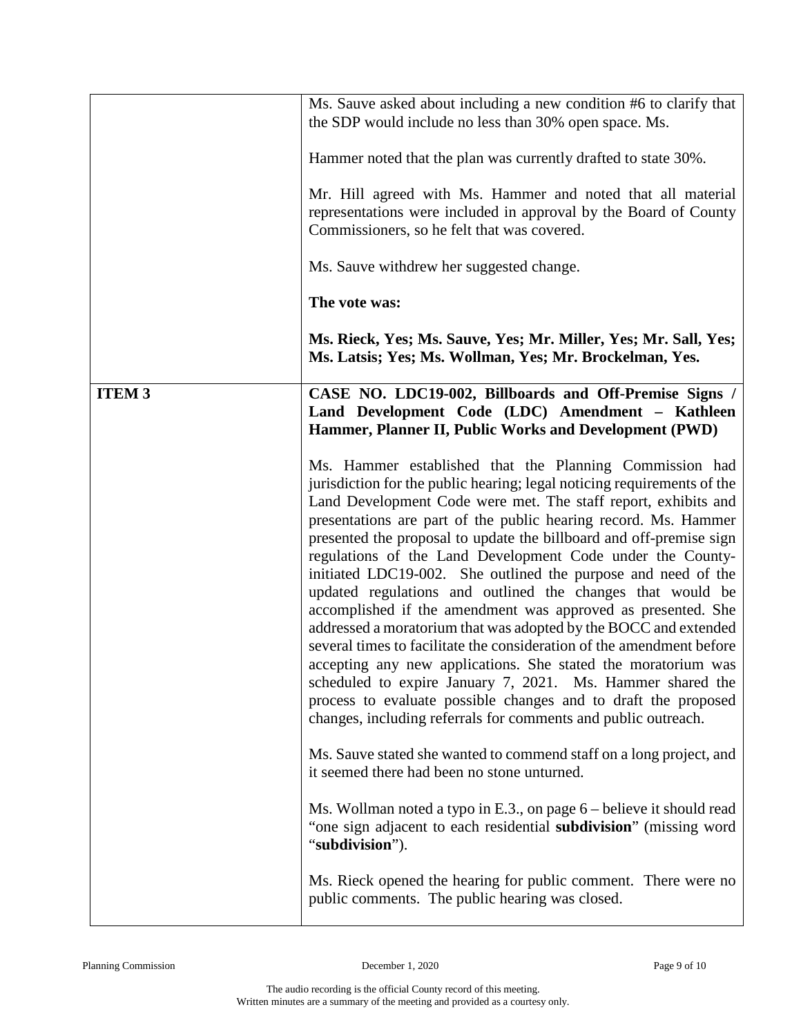| | |
|---|---|
| | Ms. Sauve asked about including a new condition #6 to clarify that the SDP would include no less than 30% open space. Ms.<br><br>Hammer noted that the plan was currently drafted to state 30%.<br><br>Mr. Hill agreed with Ms. Hammer and noted that all material representations were included in approval by the Board of County Commissioners, so he felt that was covered.<br><br>Ms. Sauve withdrew her suggested change.<br><br>**The vote was:**<br><br>**Ms. Rieck, Yes; Ms. Sauve, Yes; Mr. Miller, Yes; Mr. Sall, Yes; Ms. Latsis; Yes; Ms. Wollman, Yes; Mr. Brockelman, Yes.** |
| **ITEM 3** | **CASE NO. LDC19-002, Billboards and Off-Premise Signs / Land Development Code (LDC) Amendment – Kathleen Hammer, Planner II, Public Works and Development (PWD)**<br><br>Ms. Hammer established that the Planning Commission had jurisdiction for the public hearing; legal noticing requirements of the Land Development Code were met. The staff report, exhibits and presentations are part of the public hearing record. Ms. Hammer presented the proposal to update the billboard and off-premise sign regulations of the Land Development Code under the County-initiated LDC19-002. She outlined the purpose and need of the updated regulations and outlined the changes that would be accomplished if the amendment was approved as presented. She addressed a moratorium that was adopted by the BOCC and extended several times to facilitate the consideration of the amendment before accepting any new applications. She stated the moratorium was scheduled to expire January 7, 2021. Ms. Hammer shared the process to evaluate possible changes and to draft the proposed changes, including referrals for comments and public outreach.<br><br>Ms. Sauve stated she wanted to commend staff on a long project, and it seemed there had been no stone unturned.<br><br>Ms. Wollman noted a typo in E.3., on page 6 – believe it should read "one sign adjacent to each residential **subdivision**" (missing word "**subdivision**").<br><br>Ms. Rieck opened the hearing for public comment. There were no public comments. The public hearing was closed. |

The audio recording is the official County record of this meeting.
Written minutes are a summary of the meeting and provided as a courtesy only.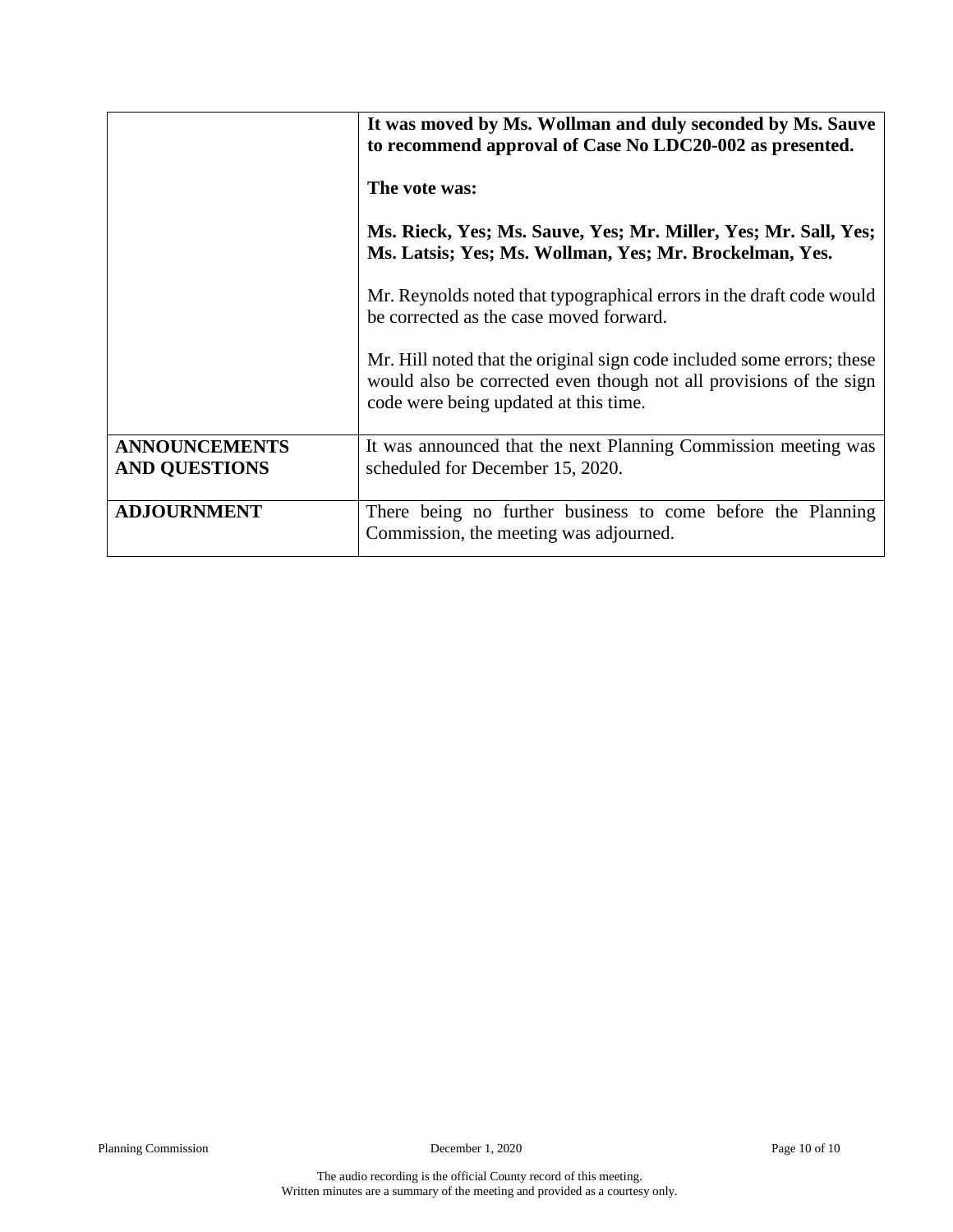| | |
|---|---|
| | **It was moved by Ms. Wollman and duly seconded by Ms. Sauve to recommend approval of Case No LDC20-002 as presented.**<br><br>**The vote was:**<br><br>**Ms. Rieck, Yes; Ms. Sauve, Yes; Mr. Miller, Yes; Mr. Sall, Yes; Ms. Latsis; Yes; Ms. Wollman, Yes; Mr. Brockelman, Yes.**<br><br>Mr. Reynolds noted that typographical errors in the draft code would be corrected as the case moved forward.<br><br>Mr. Hill noted that the original sign code included some errors; these would also be corrected even though not all provisions of the sign code were being updated at this time. |
| **ANNOUNCEMENTS AND QUESTIONS** | It was announced that the next Planning Commission meeting was scheduled for December 15, 2020. |
| **ADJOURNMENT** | There being no further business to come before the Planning Commission, the meeting was adjourned. |

The audio recording is the official County record of this meeting.
Written minutes are a summary of the meeting and provided as a courtesy only.